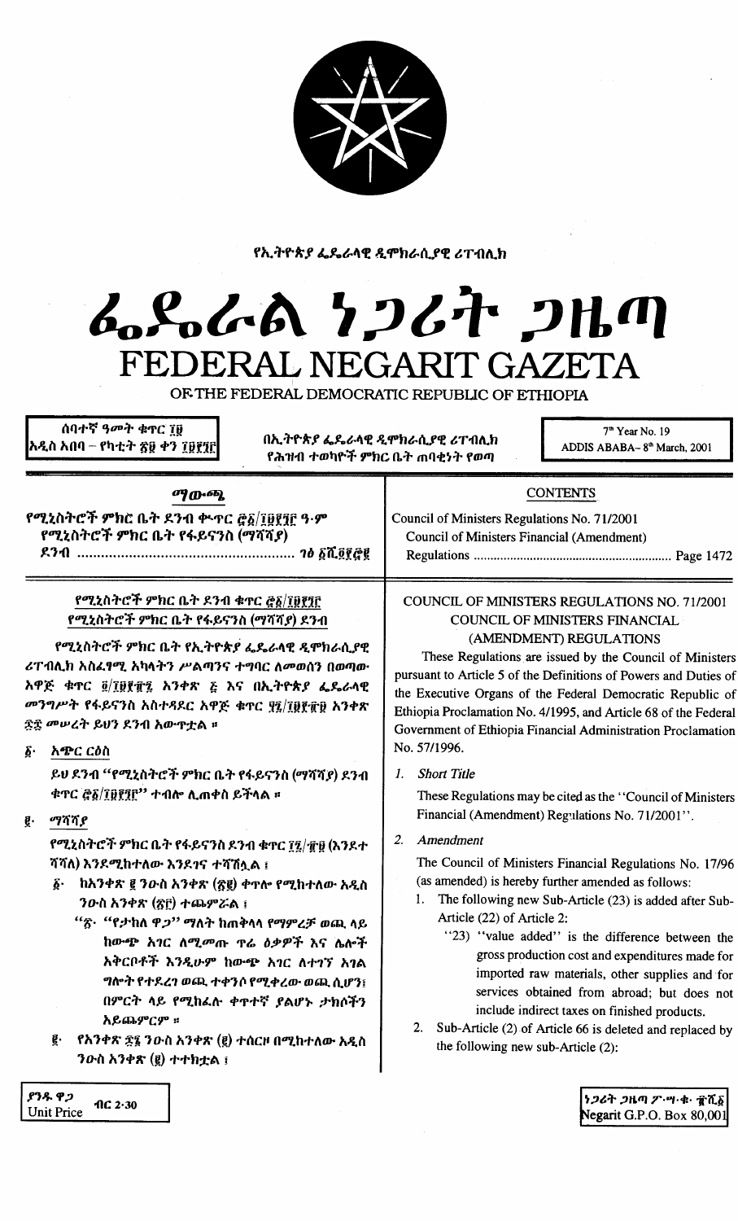የኢትዮጵያ ፌዴራላዊ ዲሞክራሲያዊ ሪፐብሊክ

# ፌደራል ነጋሪት ጋዜጣ
# FEDERAL NEGARIT GAZETA

OF THE FEDERAL DEMOCRATIC REPUBLIC OF ETHIOPIA

ሰባተኛ ዓመት ቁጥር ፲፱
አዲስ አበባ – የካቲት ፳፱ ቀን ፲፱፻፺፫

በኢትዮጵያ ፌዴራላዊ ዲሞክራሲያዊ ሪፐብሊክ
የሕዝብ ተወካዮች ምክር ቤት ጠባቂነት የወጣ

7th Year No. 19
ADDIS ABABA– 8th March, 2001

## ማውጫ

የሚኒስትሮች ምክር ቤት ደንብ ቁጥር ፸፩/፲፱፻፺፫ ዓ·ም
የሚኒስትሮች ምክር ቤት የፋይናንስ (ማሻሻያ)
ደንብ ...................................................... ገፅ ፩ሺ፬፻፸፪

## CONTENTS

Council of Ministers Regulations No. 71/2001
Council of Ministers Financial (Amendment)
Regulations ........................................................ Page 1472

### የሚኒስትሮች ምክር ቤት ደንብ ቁጥር ፸፩/፲፱፻፺፫
### የሚኒስትሮች ምክር ቤት የፋይናንስ (ማሻሻያ) ደንብ

የሚኒስትሮች ምክር ቤት የኢትዮጵያ ፌዴራላዊ ዲሞክራሲያዊ ሪፐብሊክ አስፈፃሚ አካላትን ሥልጣንና ተግባር ለመወሰን በወጣው አዋጅ ቁጥር ፬/፲፱፻፹፯ አንቀጽ ፭ እና በኢትዮጵያ ፌዴራላዊ መንግሥት የፋይናንስ አስተዳደር አዋጅ ቁጥር ፶፯/፲፱፻፹፱ አንቀጽ ፷፰ መሠረት ይህን ደንብ አውጥቷል ።

፩· አጭር ርዕስ

ይህ ደንብ "የሚኒስትሮች ምክር ቤት የፋይናንስ (ማሻሻያ) ደንብ ቁጥር ፸፩/፲፱፻፺፫" ተብሎ ሊጠቀስ ይችላል ።

፪· ማሻሻያ

የሚኒስትሮች ምክር ቤት የፋይናንስ ደንብ ቁጥር ፲፯/፹፱ (እንደተ ሻሻለ) እንደሚከተለው እንደገና ተሻሽሏል ፤

፩· ከአንቀጽ ፪ ንዑስ አንቀጽ (፳፪) ቀጥሎ የሚከተለው አዲስ ንዑስ አንቀጽ (፳፫) ተጨምሯል ፤

"፳· "የታከለ ዋጋ" ማለት ከጠቅላላ የማምረቻ ወጪ ላይ ከውጭ አገር ለሚመጡ ጥሬ ዕቃዎች እና ሌሎች አቅርቦቶች እንዲሁም ከውጭ አገር ለተገኘ አገል ግሎት የተደረገ ወጪ ተቀንሶ የሚቀረው ወጪ ሲሆን፣ በምርት ላይ የሚከፈሉ ቀጥተኛ ያልሆኑ ታክሶችን አይጨምርም ።

፪· የአንቀጽ ፷፮ ንዑስ አንቀጽ (፪) ተሰርዞ በሚከተለው አዲስ ንዑስ አንቀጽ (፪) ተተክቷል ፤

### COUNCIL OF MINISTERS REGULATIONS NO. 71/2001
### COUNCIL OF MINISTERS FINANCIAL (AMENDMENT) REGULATIONS

These Regulations are issued by the Council of Ministers pursuant to Article 5 of the Definitions of Powers and Duties of the Executive Organs of the Federal Democratic Republic of Ethiopia Proclamation No. 4/1995, and Article 68 of the Federal Government of Ethiopia Financial Administration Proclamation No. 57/1996.

1. *Short Title*

   These Regulations may be cited as the "Council of Ministers Financial (Amendment) Regulations No. 71/2001".

2. *Amendment*

   The Council of Ministers Financial Regulations No. 17/96 (as amended) is hereby further amended as follows:

   1. The following new Sub-Article (23) is added after Sub-Article (22) of Article 2:

      "23) "value added" is the difference between the gross production cost and expenditures made for imported raw materials, other supplies and for services obtained from abroad; but does not include indirect taxes on finished products.

   2. Sub-Article (2) of Article 66 is deleted and replaced by the following new sub-Article (2):

ያንዱ ዋጋ
Unit Price ብር 2·30

ነጋሪት ጋዜጣ ፖ·ሣ·ቁ· ፹ሺ፩
Negarit G.P.O. Box 80,001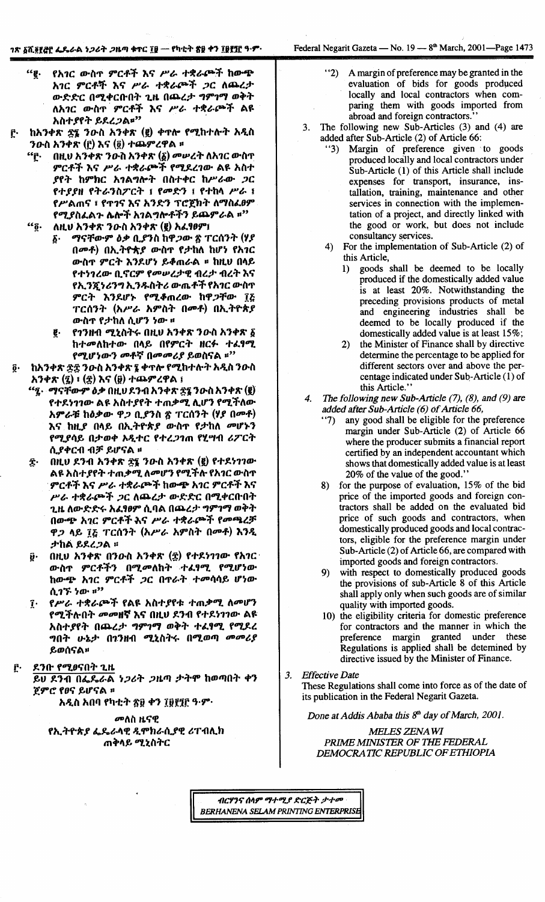"፪· የአገር ውስጥ ምርቶች እና ሥራ ተቋራጮች ከውጭ አገር ምርቶች እና ሥራ ተቋራጮች ጋር ለጨረታ ውድድር በሚቀርቡበት ጊዜ በጨረታ ግምገማ ወቅት ለአገር ውስጥ ምርቶች እና ሥራ ተቋራጮች ልዩ አስተያየት ይደረጋል።"

፫· ከአንቀጽ ፷፮ ንዑስ አንቀጽ (፪) ቀጥሎ የሚከተሉት አዲስ ንዑስ አንቀጽ (፫) እና (፬) ተጨምረዋል ።

"፫· በዚህ አንቀጽ ንዑስ አንቀጽ (፩) መሠረት ለአገር ውስጥ ምርቶች እና ሥራ ተቋራጮች የሚደረገው ልዩ አስተያየት ከምክር አገልግሎት በስተቀር ከሥራው ጋር የተያያዘ የትራንስፖርት ፣ የመድን ፣ የተከላ ሥራ ፣ የሥልጠና ፣ የጥገና እና አንድን ፕሮጀክት ለማስፈፀም የሚያስፈልጉ ሌሎች አገልግሎቶችን ይጨምራል ።"

"፬· ለዚህ አንቀጽ ንዑስ አንቀጽ (፪) አፈፃፀም፣

፩· ማናቸውም ዕቃ ቢያንስ ከዋጋው ፳ ፐርሰንት (ሃያ በመቶ) በኢትዮጵያ ውስጥ የታከለ ከሆነ የአገር ውስጥ ምርት እንደሆነ ይቆጠራል ። ከዚህ በላይ የተገለገው ቢኖርም የመሠረታዊ ብረታ ብረት እና የኢንጂነሪንግ ኢንዱስትሪ ውጤቶች የአገር ውስጥ ምርት እንደሆኑ የሚቆጠረው ከዋጋቸው ፲፭ ፐርሰንት (አሥራ አምስት በመቶ) በኢትዮጵያ ውስጥ የታከለ ሲሆን ነው ።

፪· የገንዘብ ሚኒስትሩ በዚህ አንቀጽ ንዑስ አንቀጽ ፩ ከተመለከተው በላይ በየምርት ዘርፉ ተፈፃሚ የሚሆነውን መቶኛ በመመሪያ ይወስናል ።"

፬· ከአንቀጽ ፷፮ ንዑስ አንቀጽ ፮ ቀጥሎ የሚከተሉት አዲስ ንዑስ አንቀጽ (፯) ፣ (፰) እና (፱) ተጨምረዋል ፤

"፯· ማናቸውም ዕቃ በዚህ ደንብ አንቀጽ ፷፮ ንዑስ አንቀጽ (፪) የተደነገገው ልዩ አስተያየት ተጠቃሚ ሊሆን የሚችለው አምራቹ ከዕቃው ዋጋ ቢያንስ ፳ ፐርሰንት (ሃያ በመቶ) እና ከዚያ በላይ በኢትዮጵያ ውስጥ የታከለ መሆኑን የሚያሳይ በታወቀ ኦዲተር የተረጋገጠ የሂሣብ ሪፖርት ሲያቀርብ ብቻ ይሆናል ።

፰· በዚህ ደንብ አንቀጽ ፷፮ ንዑስ አንቀጽ (፪) የተደነገገው ልዩ አስተያየት ተጠቃሚ ለመሆን የሚችሉ የአገር ውስጥ ምርቶች እና ሥራ ተቋራጮች ከውጭ አገር ምርቶች እና ሥራ ተቋራጮች ጋር ለጨረታ ውድድር በሚቀርቡበት ጊዜ ለውድድሩ አፈፃፀም ሲባል በጨረታ ግምገማ ወቅት በውጭ አገር ምርቶች እና ሥራ ተቋራጮች የመጫረቻ ዋጋ ላይ ፲፭ ፐርሰንት (አሥራ አምስት በመቶ) እንዲታከል ይደረጋል ።

፱· በዚህ አንቀጽ በንዑስ አንቀጽ (፰) የተደነገገው የአገር ውስጥ ምርቶችን በሚመለከት ተፈፃሚ የሚሆነው ከውጭ አገር ምርቶች ጋር በጥራት ተመሳሳይ ሆነው ሲገኙ ነው ።"

፲· የሥራ ተቋራጮች የልዩ አስተያየቱ ተጠቃሚ ለመሆን የሚችሉበት መመዘኛ እና በዚህ ደንብ የተደነገገው ልዩ አስተያየት በጨረታ ግምገማ ወቅት ተፈፃሚ የሚደረግበት ሁኔታ በገንዘብ ሚኒስትሩ በሚወጣ መመሪያ ይወሰናል።

፫· ደንቡ የሚፀናበት ጊዜ

ይህ ደንብ በፌዴራል ነጋሪት ጋዜጣ ታትሞ ከወጣበት ቀን ጀምሮ የፀና ይሆናል ።

አዲስ አበባ የካቲት ፳፱ ቀን ፲፱፻፺፫ ዓ·ም·

መለስ ዜናዊ

የኢትዮጵያ ፌዴራላዊ ዲሞክራሲያዊ ሪፐብሊክ ጠቅላይ ሚኒስትር

"(2) A margin of preference may be granted in the evaluation of bids for goods produced locally and local contractors when comparing them with goods imported from abroad and foreign contractors."

3. The following new Sub-Articles (3) and (4) are added after Sub-Article (2) of Article 66:

"(3) Margin of preference given to goods produced locally and local contractors under Sub-Article (1) of this Article shall include expenses for transport, insurance, installation, training, maintenance and other services in connection with the implementation of a project, and directly linked with the good or work, but does not include consultancy services.

4) For the implementation of Sub-Article (2) of this Article,

1) goods shall be deemed to be locally produced if the domestically added value is at least 20%. Notwithstanding the preceding provisions products of metal and engineering industries shall be deemed to be locally produced if the domestically added value is at least 15%;

2) the Minister of Finance shall by directive determine the percentage to be applied for different sectors over and above the percentage indicated under Sub-Article (1) of this Article."

4. *The following new Sub-Article (7), (8), and (9) are added after Sub-Article (6) of Article 66,*

"7) any good shall be eligible for the preference margin under Sub-Article (2) of Article 66 where the producer submits a financial report certified by an independent accountant which shows that domestically added value is at least 20% of the value of the good."

8) for the purpose of evaluation, 15% of the bid price of the imported goods and foreign contractors shall be added on the evaluated bid price of such goods and contractors, when domestically produced goods and local contractors, eligible for the preference margin under Sub-Article (2) of Article 66, are compared with imported goods and foreign contractors.

9) with respect to domestically produced goods the provisions of sub-Article 8 of this Article shall apply only when such goods are of similar quality with imported goods.

10) the eligibility criteria for domestic preference for contractors and the manner in which the preference margin granted under these Regulations is applied shall be detemined by directive issued by the Minister of Finance.

3. *Effective Date*

These Regulations shall come into force as of the date of its publication in the Federal Negarit Gazeta.

*Done at Addis Ababa this 8th day of March, 2001.*

*MELES ZENAWI*
*PRIME MINISTER OF THE FEDERAL DEMOCRATIC REPUBLIC OF ETHIOPIA*

ብርሃንና ሰላም ማተሚያ ድርጅት ታተመ
BERHANENA SELAM PRINTING ENTERPRISE